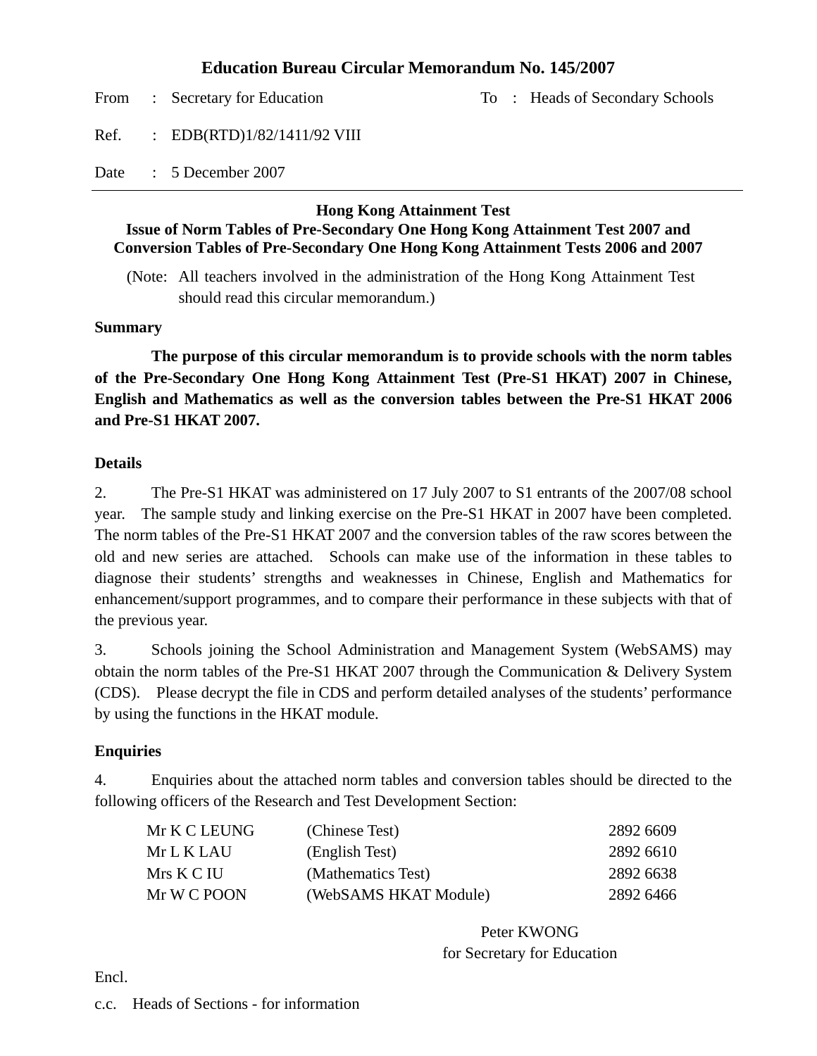# Education Bureau Circular Memorandum No. 145/2007

From : Secretary for Education

To : Heads of Secondary Schools

Ref. : EDB(RTD)1/82/1411/92 VIII

Date : 5 December 2007

---

## Hong Kong Attainment Test
## Issue of Norm Tables of Pre-Secondary One Hong Kong Attainment Test 2007 and Conversion Tables of Pre-Secondary One Hong Kong Attainment Tests 2006 and 2007

(Note: All teachers involved in the administration of the Hong Kong Attainment Test should read this circular memorandum.)

### Summary

**The purpose of this circular memorandum is to provide schools with the norm tables of the Pre-Secondary One Hong Kong Attainment Test (Pre-S1 HKAT) 2007 in Chinese, English and Mathematics as well as the conversion tables between the Pre-S1 HKAT 2006 and Pre-S1 HKAT 2007.**

### Details

2. The Pre-S1 HKAT was administered on 17 July 2007 to S1 entrants of the 2007/08 school year. The sample study and linking exercise on the Pre-S1 HKAT in 2007 have been completed. The norm tables of the Pre-S1 HKAT 2007 and the conversion tables of the raw scores between the old and new series are attached. Schools can make use of the information in these tables to diagnose their students' strengths and weaknesses in Chinese, English and Mathematics for enhancement/support programmes, and to compare their performance in these subjects with that of the previous year.

3. Schools joining the School Administration and Management System (WebSAMS) may obtain the norm tables of the Pre-S1 HKAT 2007 through the Communication & Delivery System (CDS). Please decrypt the file in CDS and perform detailed analyses of the students' performance by using the functions in the HKAT module.

### Enquiries

4. Enquiries about the attached norm tables and conversion tables should be directed to the following officers of the Research and Test Development Section:

| | | |
|---|---|---|
| Mr K C LEUNG | (Chinese Test) | 2892 6609 |
| Mr L K LAU | (English Test) | 2892 6610 |
| Mrs K C IU | (Mathematics Test) | 2892 6638 |
| Mr W C POON | (WebSAMS HKAT Module) | 2892 6466 |

Peter KWONG
for Secretary for Education

Encl.

c.c. Heads of Sections - for information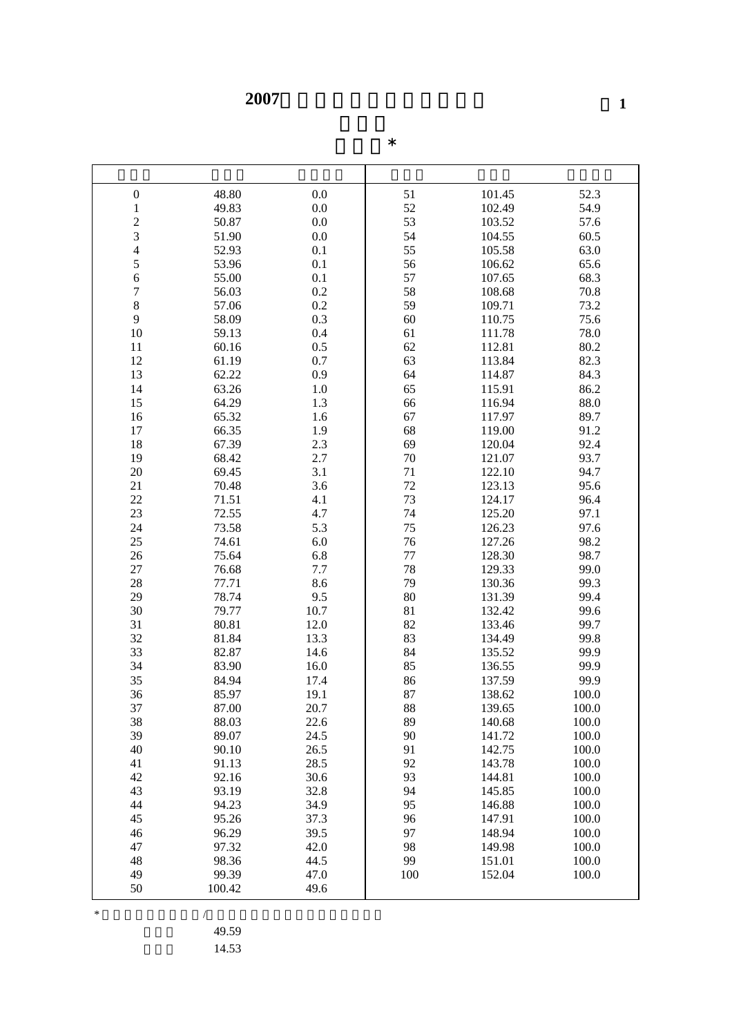**2007**

1

\*

| | | | | | |
|---|---|---|---|---|---|
| 0 | 48.80 | 0.0 | 51 | 101.45 | 52.3 |
| 1 | 49.83 | 0.0 | 52 | 102.49 | 54.9 |
| 2 | 50.87 | 0.0 | 53 | 103.52 | 57.6 |
| 3 | 51.90 | 0.0 | 54 | 104.55 | 60.5 |
| 4 | 52.93 | 0.1 | 55 | 105.58 | 63.0 |
| 5 | 53.96 | 0.1 | 56 | 106.62 | 65.6 |
| 6 | 55.00 | 0.1 | 57 | 107.65 | 68.3 |
| 7 | 56.03 | 0.2 | 58 | 108.68 | 70.8 |
| 8 | 57.06 | 0.2 | 59 | 109.71 | 73.2 |
| 9 | 58.09 | 0.3 | 60 | 110.75 | 75.6 |
| 10 | 59.13 | 0.4 | 61 | 111.78 | 78.0 |
| 11 | 60.16 | 0.5 | 62 | 112.81 | 80.2 |
| 12 | 61.19 | 0.7 | 63 | 113.84 | 82.3 |
| 13 | 62.22 | 0.9 | 64 | 114.87 | 84.3 |
| 14 | 63.26 | 1.0 | 65 | 115.91 | 86.2 |
| 15 | 64.29 | 1.3 | 66 | 116.94 | 88.0 |
| 16 | 65.32 | 1.6 | 67 | 117.97 | 89.7 |
| 17 | 66.35 | 1.9 | 68 | 119.00 | 91.2 |
| 18 | 67.39 | 2.3 | 69 | 120.04 | 92.4 |
| 19 | 68.42 | 2.7 | 70 | 121.07 | 93.7 |
| 20 | 69.45 | 3.1 | 71 | 122.10 | 94.7 |
| 21 | 70.48 | 3.6 | 72 | 123.13 | 95.6 |
| 22 | 71.51 | 4.1 | 73 | 124.17 | 96.4 |
| 23 | 72.55 | 4.7 | 74 | 125.20 | 97.1 |
| 24 | 73.58 | 5.3 | 75 | 126.23 | 97.6 |
| 25 | 74.61 | 6.0 | 76 | 127.26 | 98.2 |
| 26 | 75.64 | 6.8 | 77 | 128.30 | 98.7 |
| 27 | 76.68 | 7.7 | 78 | 129.33 | 99.0 |
| 28 | 77.71 | 8.6 | 79 | 130.36 | 99.3 |
| 29 | 78.74 | 9.5 | 80 | 131.39 | 99.4 |
| 30 | 79.77 | 10.7 | 81 | 132.42 | 99.6 |
| 31 | 80.81 | 12.0 | 82 | 133.46 | 99.7 |
| 32 | 81.84 | 13.3 | 83 | 134.49 | 99.8 |
| 33 | 82.87 | 14.6 | 84 | 135.52 | 99.9 |
| 34 | 83.90 | 16.0 | 85 | 136.55 | 99.9 |
| 35 | 84.94 | 17.4 | 86 | 137.59 | 99.9 |
| 36 | 85.97 | 19.1 | 87 | 138.62 | 100.0 |
| 37 | 87.00 | 20.7 | 88 | 139.65 | 100.0 |
| 38 | 88.03 | 22.6 | 89 | 140.68 | 100.0 |
| 39 | 89.07 | 24.5 | 90 | 141.72 | 100.0 |
| 40 | 90.10 | 26.5 | 91 | 142.75 | 100.0 |
| 41 | 91.13 | 28.5 | 92 | 143.78 | 100.0 |
| 42 | 92.16 | 30.6 | 93 | 144.81 | 100.0 |
| 43 | 93.19 | 32.8 | 94 | 145.85 | 100.0 |
| 44 | 94.23 | 34.9 | 95 | 146.88 | 100.0 |
| 45 | 95.26 | 37.3 | 96 | 147.91 | 100.0 |
| 46 | 96.29 | 39.5 | 97 | 148.94 | 100.0 |
| 47 | 97.32 | 42.0 | 98 | 149.98 | 100.0 |
| 48 | 98.36 | 44.5 | 99 | 151.01 | 100.0 |
| 49 | 99.39 | 47.0 | 100 | 152.04 | 100.0 |
| 50 | 100.42 | 49.6 | | | |

\* /

49.59

14.53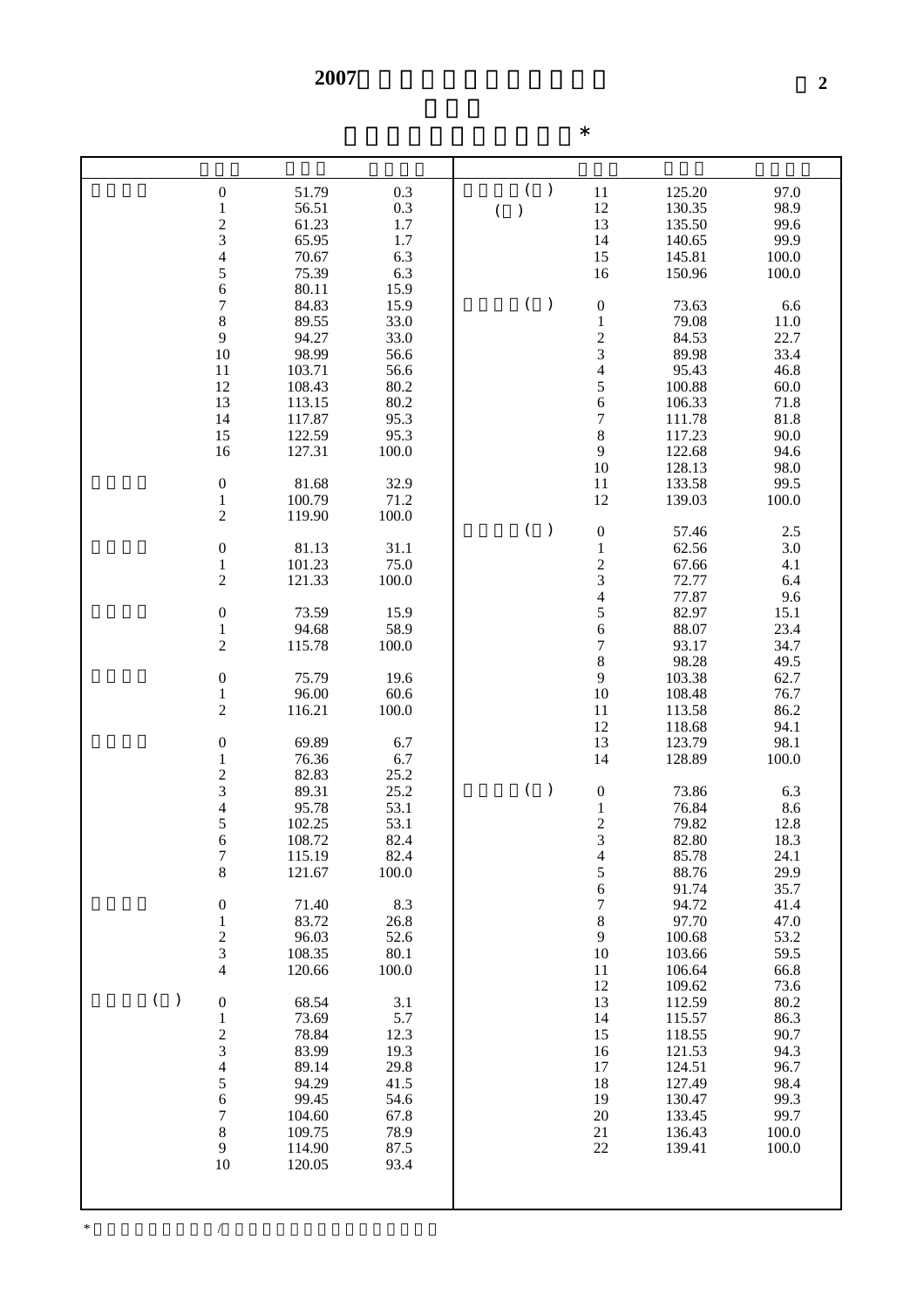# 2007

*

| | | | |
|---|---|---|---|
| | 0 | 51.79 | 0.3 |
| | 1 | 56.51 | 0.3 |
| | 2 | 61.23 | 1.7 |
| | 3 | 65.95 | 1.7 |
| | 4 | 70.67 | 6.3 |
| | 5 | 75.39 | 6.3 |
| | 6 | 80.11 | 15.9 |
| | 7 | 84.83 | 15.9 |
| | 8 | 89.55 | 33.0 |
| | 9 | 94.27 | 33.0 |
| | 10 | 98.99 | 56.6 |
| | 11 | 103.71 | 56.6 |
| | 12 | 108.43 | 80.2 |
| | 13 | 113.15 | 80.2 |
| | 14 | 117.87 | 95.3 |
| | 15 | 122.59 | 95.3 |
| | 16 | 127.31 | 100.0 |
| | 0 | 81.68 | 32.9 |
| | 1 | 100.79 | 71.2 |
| | 2 | 119.90 | 100.0 |
| | 0 | 81.13 | 31.1 |
| | 1 | 101.23 | 75.0 |
| | 2 | 121.33 | 100.0 |
| | 0 | 73.59 | 15.9 |
| | 1 | 94.68 | 58.9 |
| | 2 | 115.78 | 100.0 |
| | 0 | 75.79 | 19.6 |
| | 1 | 96.00 | 60.6 |
| | 2 | 116.21 | 100.0 |
| | 0 | 69.89 | 6.7 |
| | 1 | 76.36 | 6.7 |
| | 2 | 82.83 | 25.2 |
| | 3 | 89.31 | 25.2 |
| | 4 | 95.78 | 53.1 |
| | 5 | 102.25 | 53.1 |
| | 6 | 108.72 | 82.4 |
| | 7 | 115.19 | 82.4 |
| | 8 | 121.67 | 100.0 |
| | 0 | 71.40 | 8.3 |
| | 1 | 83.72 | 26.8 |
| | 2 | 96.03 | 52.6 |
| | 3 | 108.35 | 80.1 |
| | 4 | 120.66 | 100.0 |
| ( ) | 0 | 68.54 | 3.1 |
| | 1 | 73.69 | 5.7 |
| | 2 | 78.84 | 12.3 |
| | 3 | 83.99 | 19.3 |
| | 4 | 89.14 | 29.8 |
| | 5 | 94.29 | 41.5 |
| | 6 | 99.45 | 54.6 |
| | 7 | 104.60 | 67.8 |
| | 8 | 109.75 | 78.9 |
| | 9 | 114.90 | 87.5 |
| | 10 | 120.05 | 93.4 |
| ( ) ( ) | 11 | 125.20 | 97.0 |
| | 12 | 130.35 | 98.9 |
| | 13 | 135.50 | 99.6 |
| | 14 | 140.65 | 99.9 |
| | 15 | 145.81 | 100.0 |
| | 16 | 150.96 | 100.0 |
| ( ) | 0 | 73.63 | 6.6 |
| | 1 | 79.08 | 11.0 |
| | 2 | 84.53 | 22.7 |
| | 3 | 89.98 | 33.4 |
| | 4 | 95.43 | 46.8 |
| | 5 | 100.88 | 60.0 |
| | 6 | 106.33 | 71.8 |
| | 7 | 111.78 | 81.8 |
| | 8 | 117.23 | 90.0 |
| | 9 | 122.68 | 94.6 |
| | 10 | 128.13 | 98.0 |
| | 11 | 133.58 | 99.5 |
| | 12 | 139.03 | 100.0 |
| ( ) | 0 | 57.46 | 2.5 |
| | 1 | 62.56 | 3.0 |
| | 2 | 67.66 | 4.1 |
| | 3 | 72.77 | 6.4 |
| | 4 | 77.87 | 9.6 |
| | 5 | 82.97 | 15.1 |
| | 6 | 88.07 | 23.4 |
| | 7 | 93.17 | 34.7 |
| | 8 | 98.28 | 49.5 |
| | 9 | 103.38 | 62.7 |
| | 10 | 108.48 | 76.7 |
| | 11 | 113.58 | 86.2 |
| | 12 | 118.68 | 94.1 |
| | 13 | 123.79 | 98.1 |
| | 14 | 128.89 | 100.0 |
| ( ) | 0 | 73.86 | 6.3 |
| | 1 | 76.84 | 8.6 |
| | 2 | 79.82 | 12.8 |
| | 3 | 82.80 | 18.3 |
| | 4 | 85.78 | 24.1 |
| | 5 | 88.76 | 29.9 |
| | 6 | 91.74 | 35.7 |
| | 7 | 94.72 | 41.4 |
| | 8 | 97.70 | 47.0 |
| | 9 | 100.68 | 53.2 |
| | 10 | 103.66 | 59.5 |
| | 11 | 106.64 | 66.8 |
| | 12 | 109.62 | 73.6 |
| | 13 | 112.59 | 80.2 |
| | 14 | 115.57 | 86.3 |
| | 15 | 118.55 | 90.7 |
| | 16 | 121.53 | 94.3 |
| | 17 | 124.51 | 96.7 |
| | 18 | 127.49 | 98.4 |
| | 19 | 130.47 | 99.3 |
| | 20 | 133.45 | 99.7 |
| | 21 | 136.43 | 100.0 |
| | 22 | 139.41 | 100.0 |

* /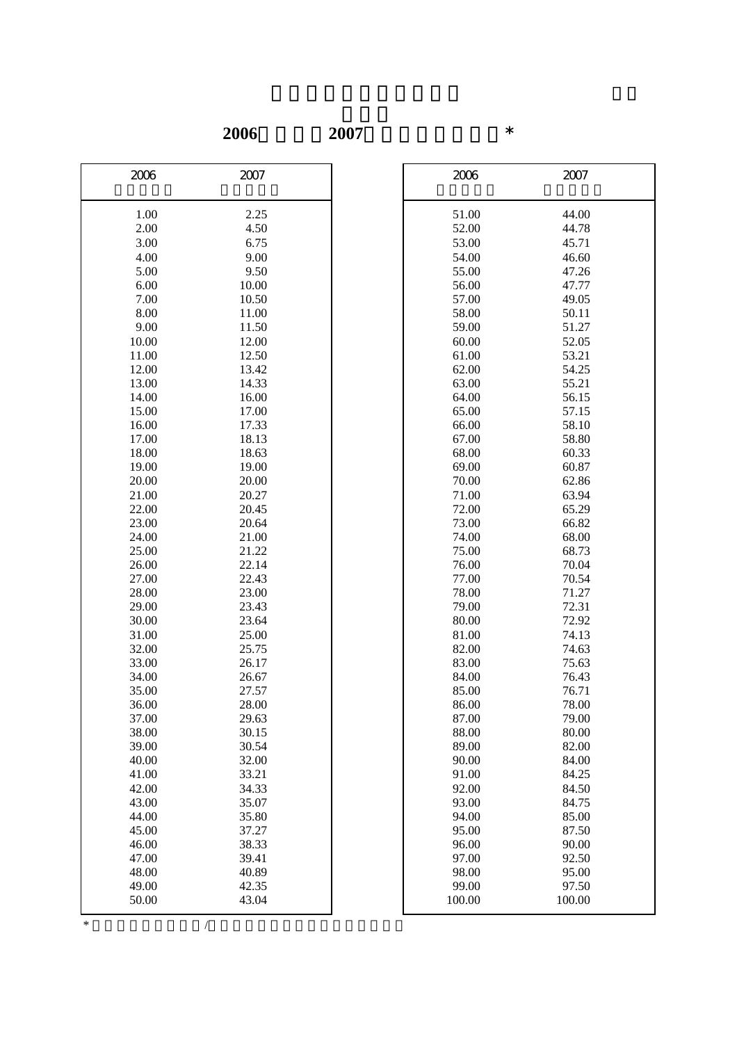**2006 2007 \***

| 2006 | 2007 | 2006 | 2007 |
|---|---|---|---|
| 1.00 | 2.25 | 51.00 | 44.00 |
| 2.00 | 4.50 | 52.00 | 44.78 |
| 3.00 | 6.75 | 53.00 | 45.71 |
| 4.00 | 9.00 | 54.00 | 46.60 |
| 5.00 | 9.50 | 55.00 | 47.26 |
| 6.00 | 10.00 | 56.00 | 47.77 |
| 7.00 | 10.50 | 57.00 | 49.05 |
| 8.00 | 11.00 | 58.00 | 50.11 |
| 9.00 | 11.50 | 59.00 | 51.27 |
| 10.00 | 12.00 | 60.00 | 52.05 |
| 11.00 | 12.50 | 61.00 | 53.21 |
| 12.00 | 13.42 | 62.00 | 54.25 |
| 13.00 | 14.33 | 63.00 | 55.21 |
| 14.00 | 16.00 | 64.00 | 56.15 |
| 15.00 | 17.00 | 65.00 | 57.15 |
| 16.00 | 17.33 | 66.00 | 58.10 |
| 17.00 | 18.13 | 67.00 | 58.80 |
| 18.00 | 18.63 | 68.00 | 60.33 |
| 19.00 | 19.00 | 69.00 | 60.87 |
| 20.00 | 20.00 | 70.00 | 62.86 |
| 21.00 | 20.27 | 71.00 | 63.94 |
| 22.00 | 20.45 | 72.00 | 65.29 |
| 23.00 | 20.64 | 73.00 | 66.82 |
| 24.00 | 21.00 | 74.00 | 68.00 |
| 25.00 | 21.22 | 75.00 | 68.73 |
| 26.00 | 22.14 | 76.00 | 70.04 |
| 27.00 | 22.43 | 77.00 | 70.54 |
| 28.00 | 23.00 | 78.00 | 71.27 |
| 29.00 | 23.43 | 79.00 | 72.31 |
| 30.00 | 23.64 | 80.00 | 72.92 |
| 31.00 | 25.00 | 81.00 | 74.13 |
| 32.00 | 25.75 | 82.00 | 74.63 |
| 33.00 | 26.17 | 83.00 | 75.63 |
| 34.00 | 26.67 | 84.00 | 76.43 |
| 35.00 | 27.57 | 85.00 | 76.71 |
| 36.00 | 28.00 | 86.00 | 78.00 |
| 37.00 | 29.63 | 87.00 | 79.00 |
| 38.00 | 30.15 | 88.00 | 80.00 |
| 39.00 | 30.54 | 89.00 | 82.00 |
| 40.00 | 32.00 | 90.00 | 84.00 |
| 41.00 | 33.21 | 91.00 | 84.25 |
| 42.00 | 34.33 | 92.00 | 84.50 |
| 43.00 | 35.07 | 93.00 | 84.75 |
| 44.00 | 35.80 | 94.00 | 85.00 |
| 45.00 | 37.27 | 95.00 | 87.50 |
| 46.00 | 38.33 | 96.00 | 90.00 |
| 47.00 | 39.41 | 97.00 | 92.50 |
| 48.00 | 40.89 | 98.00 | 95.00 |
| 49.00 | 42.35 | 99.00 | 97.50 |
| 50.00 | 43.04 | 100.00 | 100.00 |

\* /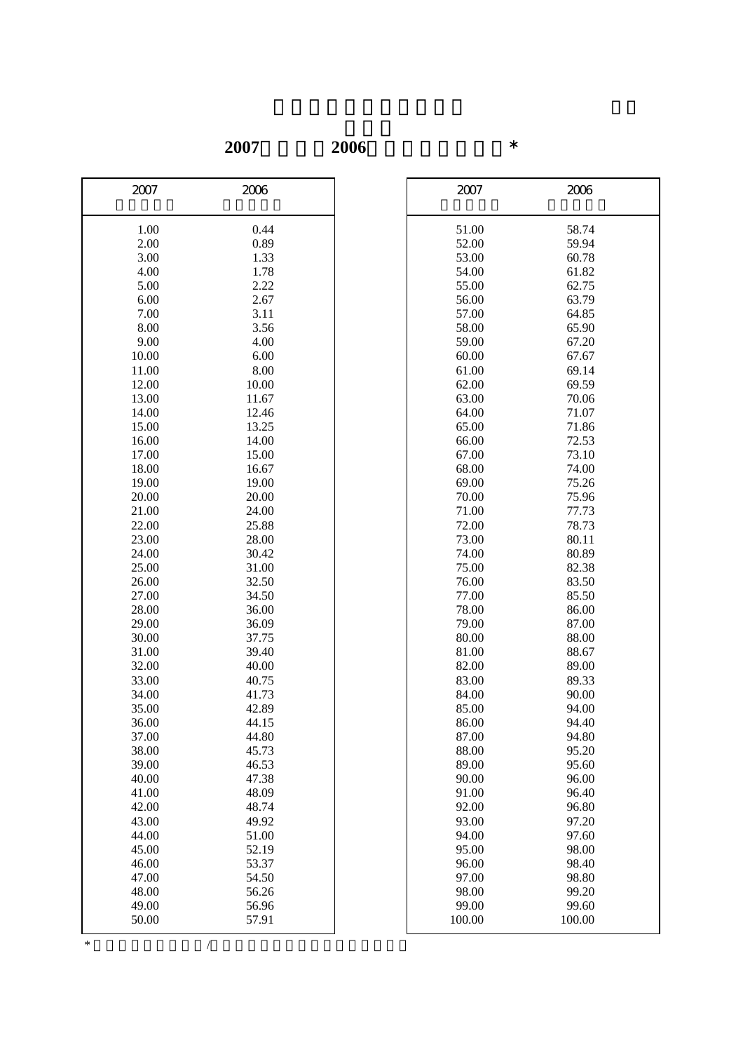**2007　　　2006　　　　　　*** 

| 2007 | 2006 | 2007 | 2006 |
|---|---|---|---|
| 1.00 | 0.44 | 51.00 | 58.74 |
| 2.00 | 0.89 | 52.00 | 59.94 |
| 3.00 | 1.33 | 53.00 | 60.78 |
| 4.00 | 1.78 | 54.00 | 61.82 |
| 5.00 | 2.22 | 55.00 | 62.75 |
| 6.00 | 2.67 | 56.00 | 63.79 |
| 7.00 | 3.11 | 57.00 | 64.85 |
| 8.00 | 3.56 | 58.00 | 65.90 |
| 9.00 | 4.00 | 59.00 | 67.20 |
| 10.00 | 6.00 | 60.00 | 67.67 |
| 11.00 | 8.00 | 61.00 | 69.14 |
| 12.00 | 10.00 | 62.00 | 69.59 |
| 13.00 | 11.67 | 63.00 | 70.06 |
| 14.00 | 12.46 | 64.00 | 71.07 |
| 15.00 | 13.25 | 65.00 | 71.86 |
| 16.00 | 14.00 | 66.00 | 72.53 |
| 17.00 | 15.00 | 67.00 | 73.10 |
| 18.00 | 16.67 | 68.00 | 74.00 |
| 19.00 | 19.00 | 69.00 | 75.26 |
| 20.00 | 20.00 | 70.00 | 75.96 |
| 21.00 | 24.00 | 71.00 | 77.73 |
| 22.00 | 25.88 | 72.00 | 78.73 |
| 23.00 | 28.00 | 73.00 | 80.11 |
| 24.00 | 30.42 | 74.00 | 80.89 |
| 25.00 | 31.00 | 75.00 | 82.38 |
| 26.00 | 32.50 | 76.00 | 83.50 |
| 27.00 | 34.50 | 77.00 | 85.50 |
| 28.00 | 36.00 | 78.00 | 86.00 |
| 29.00 | 36.09 | 79.00 | 87.00 |
| 30.00 | 37.75 | 80.00 | 88.00 |
| 31.00 | 39.40 | 81.00 | 88.67 |
| 32.00 | 40.00 | 82.00 | 89.00 |
| 33.00 | 40.75 | 83.00 | 89.33 |
| 34.00 | 41.73 | 84.00 | 90.00 |
| 35.00 | 42.89 | 85.00 | 94.00 |
| 36.00 | 44.15 | 86.00 | 94.40 |
| 37.00 | 44.80 | 87.00 | 94.80 |
| 38.00 | 45.73 | 88.00 | 95.20 |
| 39.00 | 46.53 | 89.00 | 95.60 |
| 40.00 | 47.38 | 90.00 | 96.00 |
| 41.00 | 48.09 | 91.00 | 96.40 |
| 42.00 | 48.74 | 92.00 | 96.80 |
| 43.00 | 49.92 | 93.00 | 97.20 |
| 44.00 | 51.00 | 94.00 | 97.60 |
| 45.00 | 52.19 | 95.00 | 98.00 |
| 46.00 | 53.37 | 96.00 | 98.40 |
| 47.00 | 54.50 | 97.00 | 98.80 |
| 48.00 | 56.26 | 98.00 | 99.20 |
| 49.00 | 56.96 | 99.00 | 99.60 |
| 50.00 | 57.91 | 100.00 | 100.00 |

*　/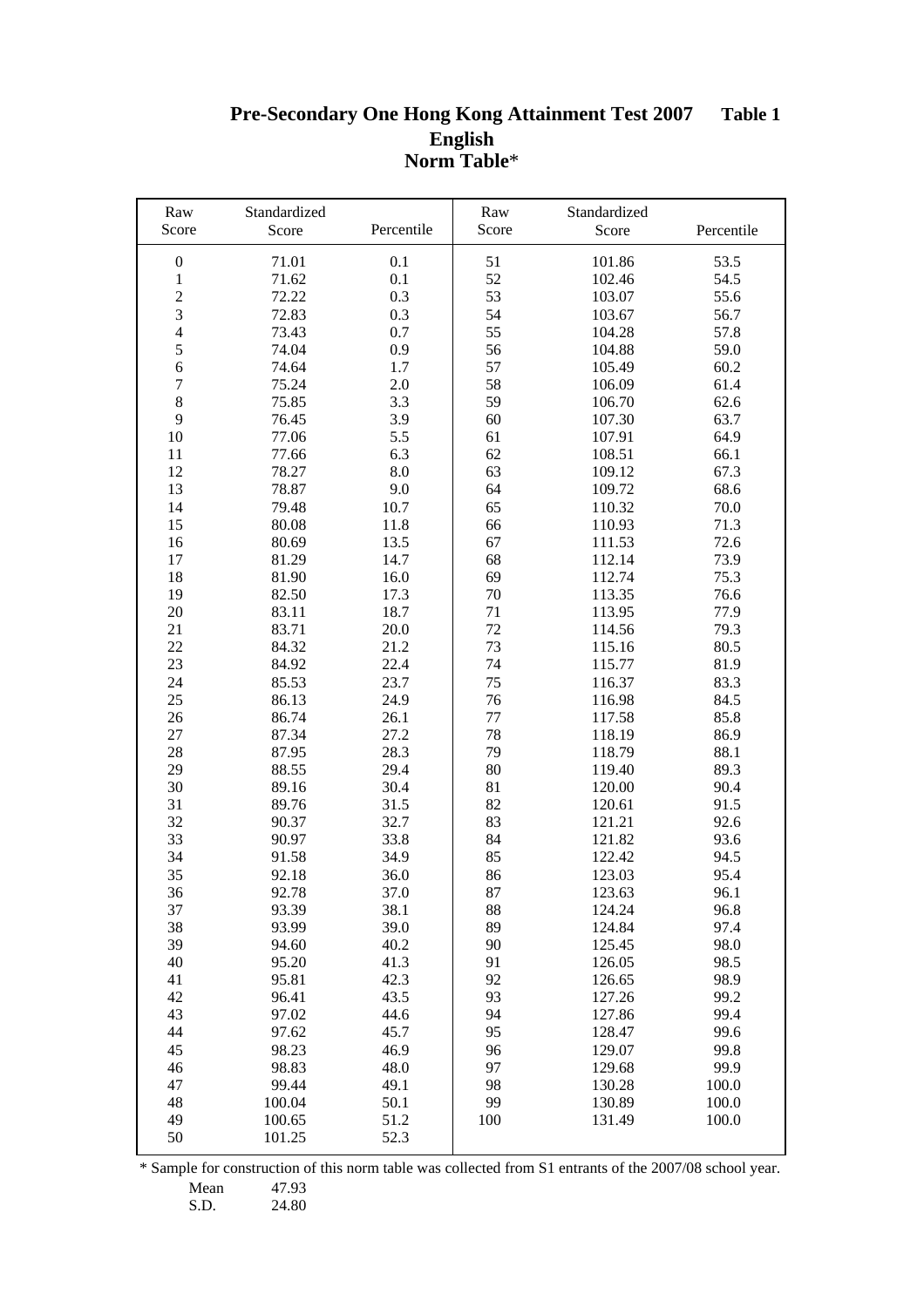# Pre-Secondary One Hong Kong Attainment Test 2007 Table 1

## English

## Norm Table*

| Raw Score | Standardized Score | Percentile | Raw Score | Standardized Score | Percentile |
|---|---|---|---|---|---|
| 0 | 71.01 | 0.1 | 51 | 101.86 | 53.5 |
| 1 | 71.62 | 0.1 | 52 | 102.46 | 54.5 |
| 2 | 72.22 | 0.3 | 53 | 103.07 | 55.6 |
| 3 | 72.83 | 0.3 | 54 | 103.67 | 56.7 |
| 4 | 73.43 | 0.7 | 55 | 104.28 | 57.8 |
| 5 | 74.04 | 0.9 | 56 | 104.88 | 59.0 |
| 6 | 74.64 | 1.7 | 57 | 105.49 | 60.2 |
| 7 | 75.24 | 2.0 | 58 | 106.09 | 61.4 |
| 8 | 75.85 | 3.3 | 59 | 106.70 | 62.6 |
| 9 | 76.45 | 3.9 | 60 | 107.30 | 63.7 |
| 10 | 77.06 | 5.5 | 61 | 107.91 | 64.9 |
| 11 | 77.66 | 6.3 | 62 | 108.51 | 66.1 |
| 12 | 78.27 | 8.0 | 63 | 109.12 | 67.3 |
| 13 | 78.87 | 9.0 | 64 | 109.72 | 68.6 |
| 14 | 79.48 | 10.7 | 65 | 110.32 | 70.0 |
| 15 | 80.08 | 11.8 | 66 | 110.93 | 71.3 |
| 16 | 80.69 | 13.5 | 67 | 111.53 | 72.6 |
| 17 | 81.29 | 14.7 | 68 | 112.14 | 73.9 |
| 18 | 81.90 | 16.0 | 69 | 112.74 | 75.3 |
| 19 | 82.50 | 17.3 | 70 | 113.35 | 76.6 |
| 20 | 83.11 | 18.7 | 71 | 113.95 | 77.9 |
| 21 | 83.71 | 20.0 | 72 | 114.56 | 79.3 |
| 22 | 84.32 | 21.2 | 73 | 115.16 | 80.5 |
| 23 | 84.92 | 22.4 | 74 | 115.77 | 81.9 |
| 24 | 85.53 | 23.7 | 75 | 116.37 | 83.3 |
| 25 | 86.13 | 24.9 | 76 | 116.98 | 84.5 |
| 26 | 86.74 | 26.1 | 77 | 117.58 | 85.8 |
| 27 | 87.34 | 27.2 | 78 | 118.19 | 86.9 |
| 28 | 87.95 | 28.3 | 79 | 118.79 | 88.1 |
| 29 | 88.55 | 29.4 | 80 | 119.40 | 89.3 |
| 30 | 89.16 | 30.4 | 81 | 120.00 | 90.4 |
| 31 | 89.76 | 31.5 | 82 | 120.61 | 91.5 |
| 32 | 90.37 | 32.7 | 83 | 121.21 | 92.6 |
| 33 | 90.97 | 33.8 | 84 | 121.82 | 93.6 |
| 34 | 91.58 | 34.9 | 85 | 122.42 | 94.5 |
| 35 | 92.18 | 36.0 | 86 | 123.03 | 95.4 |
| 36 | 92.78 | 37.0 | 87 | 123.63 | 96.1 |
| 37 | 93.39 | 38.1 | 88 | 124.24 | 96.8 |
| 38 | 93.99 | 39.0 | 89 | 124.84 | 97.4 |
| 39 | 94.60 | 40.2 | 90 | 125.45 | 98.0 |
| 40 | 95.20 | 41.3 | 91 | 126.05 | 98.5 |
| 41 | 95.81 | 42.3 | 92 | 126.65 | 98.9 |
| 42 | 96.41 | 43.5 | 93 | 127.26 | 99.2 |
| 43 | 97.02 | 44.6 | 94 | 127.86 | 99.4 |
| 44 | 97.62 | 45.7 | 95 | 128.47 | 99.6 |
| 45 | 98.23 | 46.9 | 96 | 129.07 | 99.8 |
| 46 | 98.83 | 48.0 | 97 | 129.68 | 99.9 |
| 47 | 99.44 | 49.1 | 98 | 130.28 | 100.0 |
| 48 | 100.04 | 50.1 | 99 | 130.89 | 100.0 |
| 49 | 100.65 | 51.2 | 100 | 131.49 | 100.0 |
| 50 | 101.25 | 52.3 | | | |

* Sample for construction of this norm table was collected from S1 entrants of the 2007/08 school year.

Mean 47.93

S.D. 24.80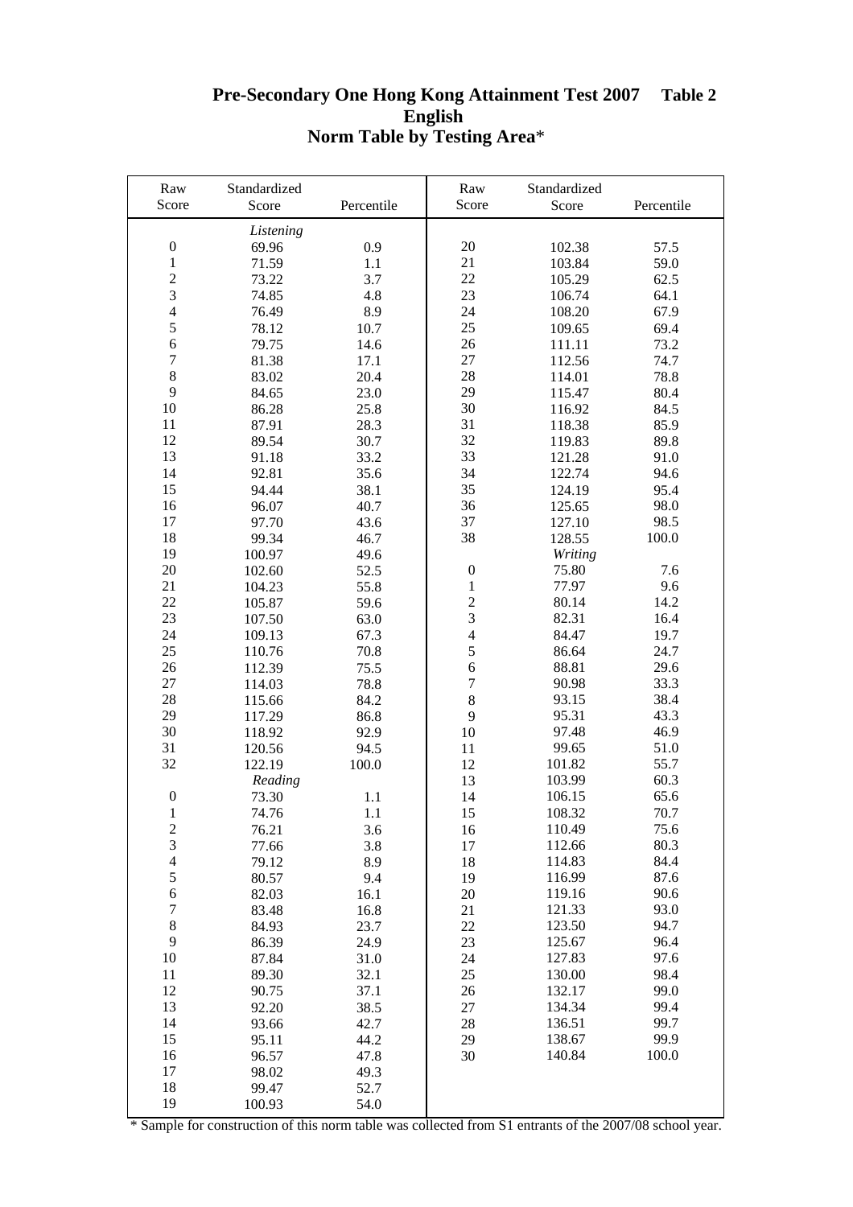# Pre-Secondary One Hong Kong Attainment Test 2007 Table 2
## English
## Norm Table by Testing Area*

| Raw Score | Standardized Score | Percentile | Raw Score | Standardized Score | Percentile |
|---|---|---|---|---|---|
| | *Listening* | | | | |
| 0 | 69.96 | 0.9 | 20 | 102.38 | 57.5 |
| 1 | 71.59 | 1.1 | 21 | 103.84 | 59.0 |
| 2 | 73.22 | 3.7 | 22 | 105.29 | 62.5 |
| 3 | 74.85 | 4.8 | 23 | 106.74 | 64.1 |
| 4 | 76.49 | 8.9 | 24 | 108.20 | 67.9 |
| 5 | 78.12 | 10.7 | 25 | 109.65 | 69.4 |
| 6 | 79.75 | 14.6 | 26 | 111.11 | 73.2 |
| 7 | 81.38 | 17.1 | 27 | 112.56 | 74.7 |
| 8 | 83.02 | 20.4 | 28 | 114.01 | 78.8 |
| 9 | 84.65 | 23.0 | 29 | 115.47 | 80.4 |
| 10 | 86.28 | 25.8 | 30 | 116.92 | 84.5 |
| 11 | 87.91 | 28.3 | 31 | 118.38 | 85.9 |
| 12 | 89.54 | 30.7 | 32 | 119.83 | 89.8 |
| 13 | 91.18 | 33.2 | 33 | 121.28 | 91.0 |
| 14 | 92.81 | 35.6 | 34 | 122.74 | 94.6 |
| 15 | 94.44 | 38.1 | 35 | 124.19 | 95.4 |
| 16 | 96.07 | 40.7 | 36 | 125.65 | 98.0 |
| 17 | 97.70 | 43.6 | 37 | 127.10 | 98.5 |
| 18 | 99.34 | 46.7 | 38 | 128.55 | 100.0 |
| 19 | 100.97 | 49.6 | | *Writing* | |
| 20 | 102.60 | 52.5 | 0 | 75.80 | 7.6 |
| 21 | 104.23 | 55.8 | 1 | 77.97 | 9.6 |
| 22 | 105.87 | 59.6 | 2 | 80.14 | 14.2 |
| 23 | 107.50 | 63.0 | 3 | 82.31 | 16.4 |
| 24 | 109.13 | 67.3 | 4 | 84.47 | 19.7 |
| 25 | 110.76 | 70.8 | 5 | 86.64 | 24.7 |
| 26 | 112.39 | 75.5 | 6 | 88.81 | 29.6 |
| 27 | 114.03 | 78.8 | 7 | 90.98 | 33.3 |
| 28 | 115.66 | 84.2 | 8 | 93.15 | 38.4 |
| 29 | 117.29 | 86.8 | 9 | 95.31 | 43.3 |
| 30 | 118.92 | 92.9 | 10 | 97.48 | 46.9 |
| 31 | 120.56 | 94.5 | 11 | 99.65 | 51.0 |
| 32 | 122.19 | 100.0 | 12 | 101.82 | 55.7 |
| | *Reading* | | 13 | 103.99 | 60.3 |
| 0 | 73.30 | 1.1 | 14 | 106.15 | 65.6 |
| 1 | 74.76 | 1.1 | 15 | 108.32 | 70.7 |
| 2 | 76.21 | 3.6 | 16 | 110.49 | 75.6 |
| 3 | 77.66 | 3.8 | 17 | 112.66 | 80.3 |
| 4 | 79.12 | 8.9 | 18 | 114.83 | 84.4 |
| 5 | 80.57 | 9.4 | 19 | 116.99 | 87.6 |
| 6 | 82.03 | 16.1 | 20 | 119.16 | 90.6 |
| 7 | 83.48 | 16.8 | 21 | 121.33 | 93.0 |
| 8 | 84.93 | 23.7 | 22 | 123.50 | 94.7 |
| 9 | 86.39 | 24.9 | 23 | 125.67 | 96.4 |
| 10 | 87.84 | 31.0 | 24 | 127.83 | 97.6 |
| 11 | 89.30 | 32.1 | 25 | 130.00 | 98.4 |
| 12 | 90.75 | 37.1 | 26 | 132.17 | 99.0 |
| 13 | 92.20 | 38.5 | 27 | 134.34 | 99.4 |
| 14 | 93.66 | 42.7 | 28 | 136.51 | 99.7 |
| 15 | 95.11 | 44.2 | 29 | 138.67 | 99.9 |
| 16 | 96.57 | 47.8 | 30 | 140.84 | 100.0 |
| 17 | 98.02 | 49.3 | | | |
| 18 | 99.47 | 52.7 | | | |
| 19 | 100.93 | 54.0 | | | |

* Sample for construction of this norm table was collected from S1 entrants of the 2007/08 school year.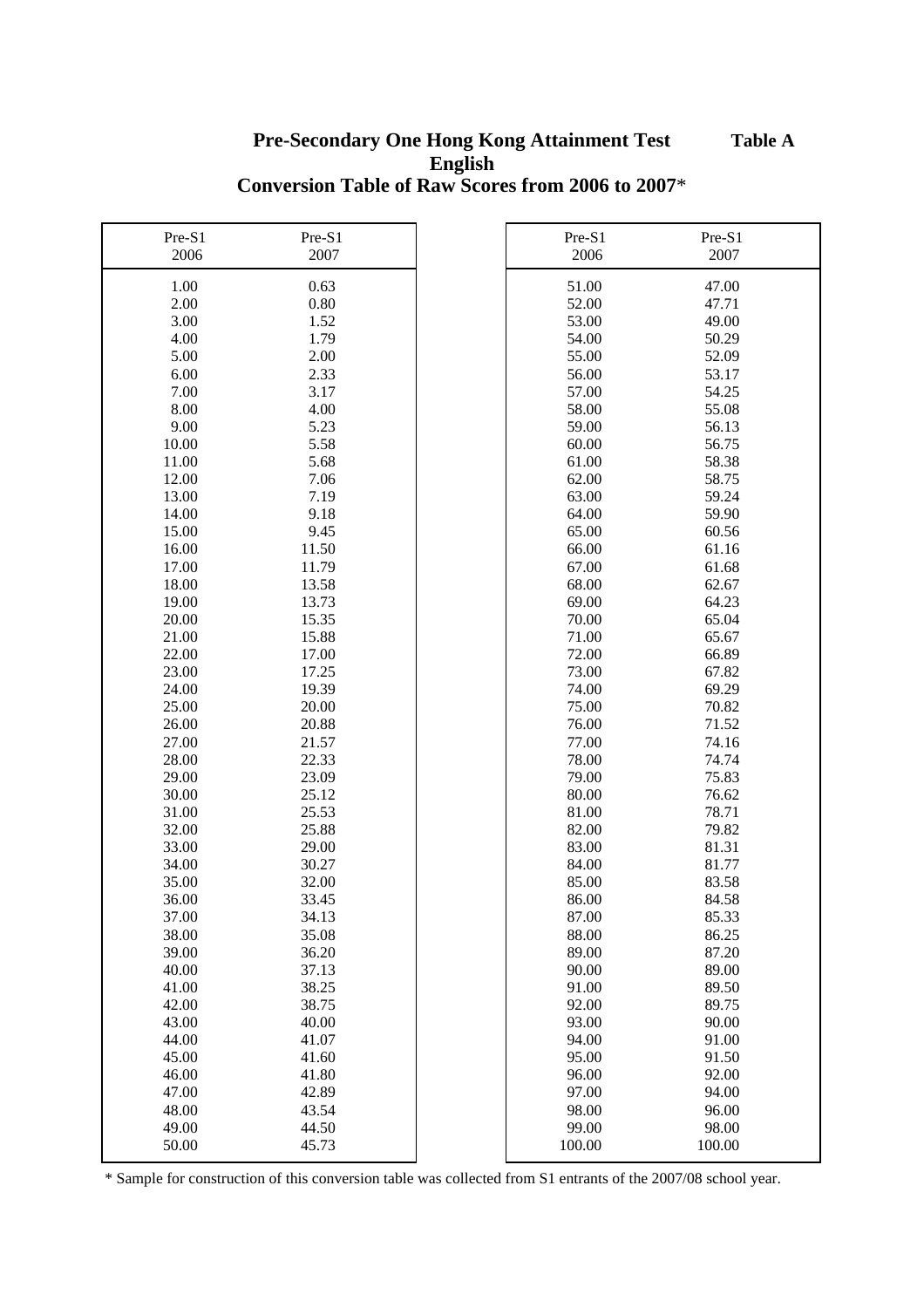# Pre-Secondary One Hong Kong Attainment Test

**Table A**

## English

## Conversion Table of Raw Scores from 2006 to 2007*

| Pre-S1 2006 | Pre-S1 2007 |
|---|---|
| 1.00 | 0.63 |
| 2.00 | 0.80 |
| 3.00 | 1.52 |
| 4.00 | 1.79 |
| 5.00 | 2.00 |
| 6.00 | 2.33 |
| 7.00 | 3.17 |
| 8.00 | 4.00 |
| 9.00 | 5.23 |
| 10.00 | 5.58 |
| 11.00 | 5.68 |
| 12.00 | 7.06 |
| 13.00 | 7.19 |
| 14.00 | 9.18 |
| 15.00 | 9.45 |
| 16.00 | 11.50 |
| 17.00 | 11.79 |
| 18.00 | 13.58 |
| 19.00 | 13.73 |
| 20.00 | 15.35 |
| 21.00 | 15.88 |
| 22.00 | 17.00 |
| 23.00 | 17.25 |
| 24.00 | 19.39 |
| 25.00 | 20.00 |
| 26.00 | 20.88 |
| 27.00 | 21.57 |
| 28.00 | 22.33 |
| 29.00 | 23.09 |
| 30.00 | 25.12 |
| 31.00 | 25.53 |
| 32.00 | 25.88 |
| 33.00 | 29.00 |
| 34.00 | 30.27 |
| 35.00 | 32.00 |
| 36.00 | 33.45 |
| 37.00 | 34.13 |
| 38.00 | 35.08 |
| 39.00 | 36.20 |
| 40.00 | 37.13 |
| 41.00 | 38.25 |
| 42.00 | 38.75 |
| 43.00 | 40.00 |
| 44.00 | 41.07 |
| 45.00 | 41.60 |
| 46.00 | 41.80 |
| 47.00 | 42.89 |
| 48.00 | 43.54 |
| 49.00 | 44.50 |
| 50.00 | 45.73 |
| 51.00 | 47.00 |
| 52.00 | 47.71 |
| 53.00 | 49.00 |
| 54.00 | 50.29 |
| 55.00 | 52.09 |
| 56.00 | 53.17 |
| 57.00 | 54.25 |
| 58.00 | 55.08 |
| 59.00 | 56.13 |
| 60.00 | 56.75 |
| 61.00 | 58.38 |
| 62.00 | 58.75 |
| 63.00 | 59.24 |
| 64.00 | 59.90 |
| 65.00 | 60.56 |
| 66.00 | 61.16 |
| 67.00 | 61.68 |
| 68.00 | 62.67 |
| 69.00 | 64.23 |
| 70.00 | 65.04 |
| 71.00 | 65.67 |
| 72.00 | 66.89 |
| 73.00 | 67.82 |
| 74.00 | 69.29 |
| 75.00 | 70.82 |
| 76.00 | 71.52 |
| 77.00 | 74.16 |
| 78.00 | 74.74 |
| 79.00 | 75.83 |
| 80.00 | 76.62 |
| 81.00 | 78.71 |
| 82.00 | 79.82 |
| 83.00 | 81.31 |
| 84.00 | 81.77 |
| 85.00 | 83.58 |
| 86.00 | 84.58 |
| 87.00 | 85.33 |
| 88.00 | 86.25 |
| 89.00 | 87.20 |
| 90.00 | 89.00 |
| 91.00 | 89.50 |
| 92.00 | 89.75 |
| 93.00 | 90.00 |
| 94.00 | 91.00 |
| 95.00 | 91.50 |
| 96.00 | 92.00 |
| 97.00 | 94.00 |
| 98.00 | 96.00 |
| 99.00 | 98.00 |
| 100.00 | 100.00 |

* Sample for construction of this conversion table was collected from S1 entrants of the 2007/08 school year.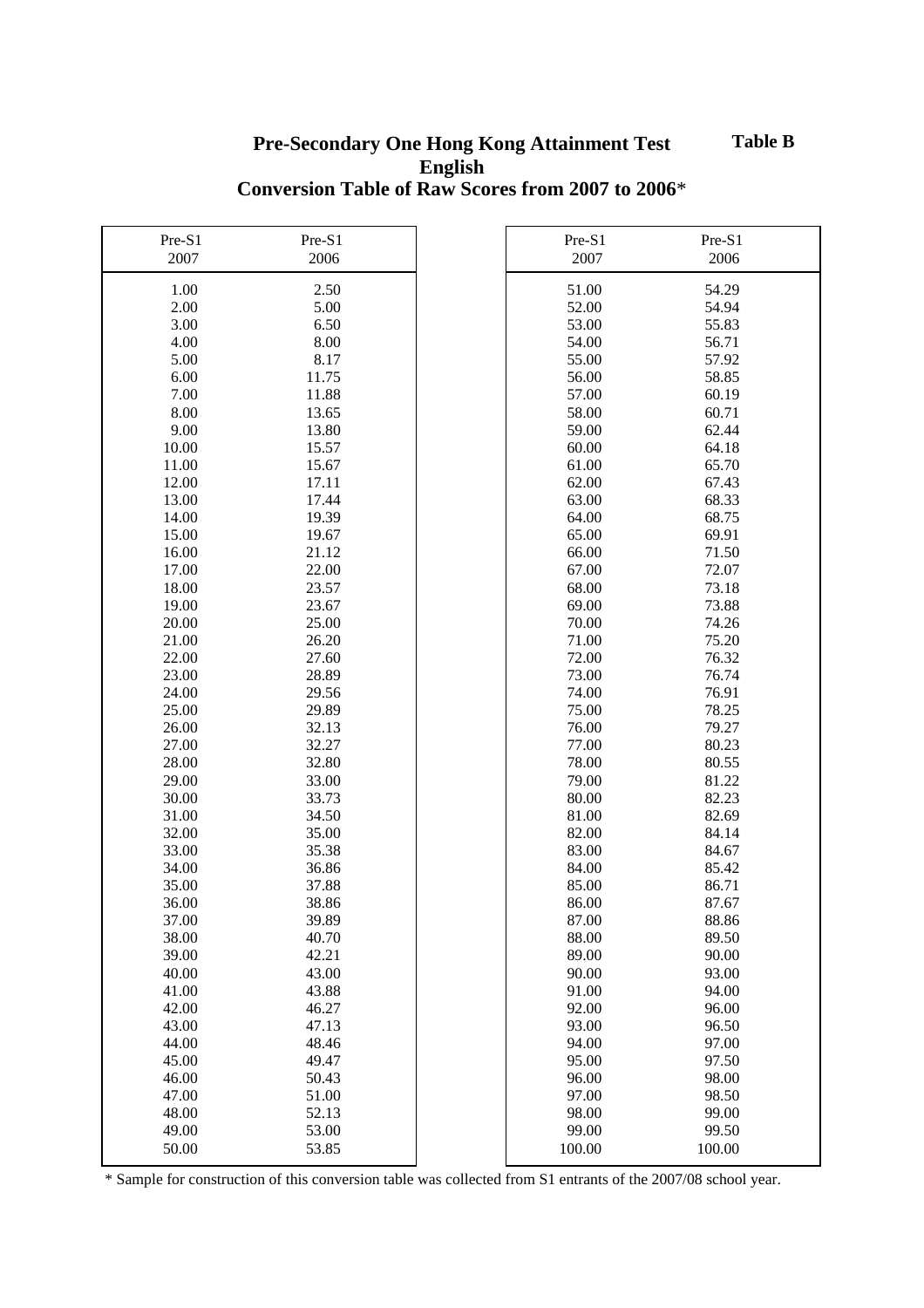**Table B**

# Pre-Secondary One Hong Kong Attainment Test
## English
## Conversion Table of Raw Scores from 2007 to 2006*

| Pre-S1 2007 | Pre-S1 2006 | Pre-S1 2007 | Pre-S1 2006 |
|---|---|---|---|
| 1.00 | 2.50 | 51.00 | 54.29 |
| 2.00 | 5.00 | 52.00 | 54.94 |
| 3.00 | 6.50 | 53.00 | 55.83 |
| 4.00 | 8.00 | 54.00 | 56.71 |
| 5.00 | 8.17 | 55.00 | 57.92 |
| 6.00 | 11.75 | 56.00 | 58.85 |
| 7.00 | 11.88 | 57.00 | 60.19 |
| 8.00 | 13.65 | 58.00 | 60.71 |
| 9.00 | 13.80 | 59.00 | 62.44 |
| 10.00 | 15.57 | 60.00 | 64.18 |
| 11.00 | 15.67 | 61.00 | 65.70 |
| 12.00 | 17.11 | 62.00 | 67.43 |
| 13.00 | 17.44 | 63.00 | 68.33 |
| 14.00 | 19.39 | 64.00 | 68.75 |
| 15.00 | 19.67 | 65.00 | 69.91 |
| 16.00 | 21.12 | 66.00 | 71.50 |
| 17.00 | 22.00 | 67.00 | 72.07 |
| 18.00 | 23.57 | 68.00 | 73.18 |
| 19.00 | 23.67 | 69.00 | 73.88 |
| 20.00 | 25.00 | 70.00 | 74.26 |
| 21.00 | 26.20 | 71.00 | 75.20 |
| 22.00 | 27.60 | 72.00 | 76.32 |
| 23.00 | 28.89 | 73.00 | 76.74 |
| 24.00 | 29.56 | 74.00 | 76.91 |
| 25.00 | 29.89 | 75.00 | 78.25 |
| 26.00 | 32.13 | 76.00 | 79.27 |
| 27.00 | 32.27 | 77.00 | 80.23 |
| 28.00 | 32.80 | 78.00 | 80.55 |
| 29.00 | 33.00 | 79.00 | 81.22 |
| 30.00 | 33.73 | 80.00 | 82.23 |
| 31.00 | 34.50 | 81.00 | 82.69 |
| 32.00 | 35.00 | 82.00 | 84.14 |
| 33.00 | 35.38 | 83.00 | 84.67 |
| 34.00 | 36.86 | 84.00 | 85.42 |
| 35.00 | 37.88 | 85.00 | 86.71 |
| 36.00 | 38.86 | 86.00 | 87.67 |
| 37.00 | 39.89 | 87.00 | 88.86 |
| 38.00 | 40.70 | 88.00 | 89.50 |
| 39.00 | 42.21 | 89.00 | 90.00 |
| 40.00 | 43.00 | 90.00 | 93.00 |
| 41.00 | 43.88 | 91.00 | 94.00 |
| 42.00 | 46.27 | 92.00 | 96.00 |
| 43.00 | 47.13 | 93.00 | 96.50 |
| 44.00 | 48.46 | 94.00 | 97.00 |
| 45.00 | 49.47 | 95.00 | 97.50 |
| 46.00 | 50.43 | 96.00 | 98.00 |
| 47.00 | 51.00 | 97.00 | 98.50 |
| 48.00 | 52.13 | 98.00 | 99.00 |
| 49.00 | 53.00 | 99.00 | 99.50 |
| 50.00 | 53.85 | 100.00 | 100.00 |

* Sample for construction of this conversion table was collected from S1 entrants of the 2007/08 school year.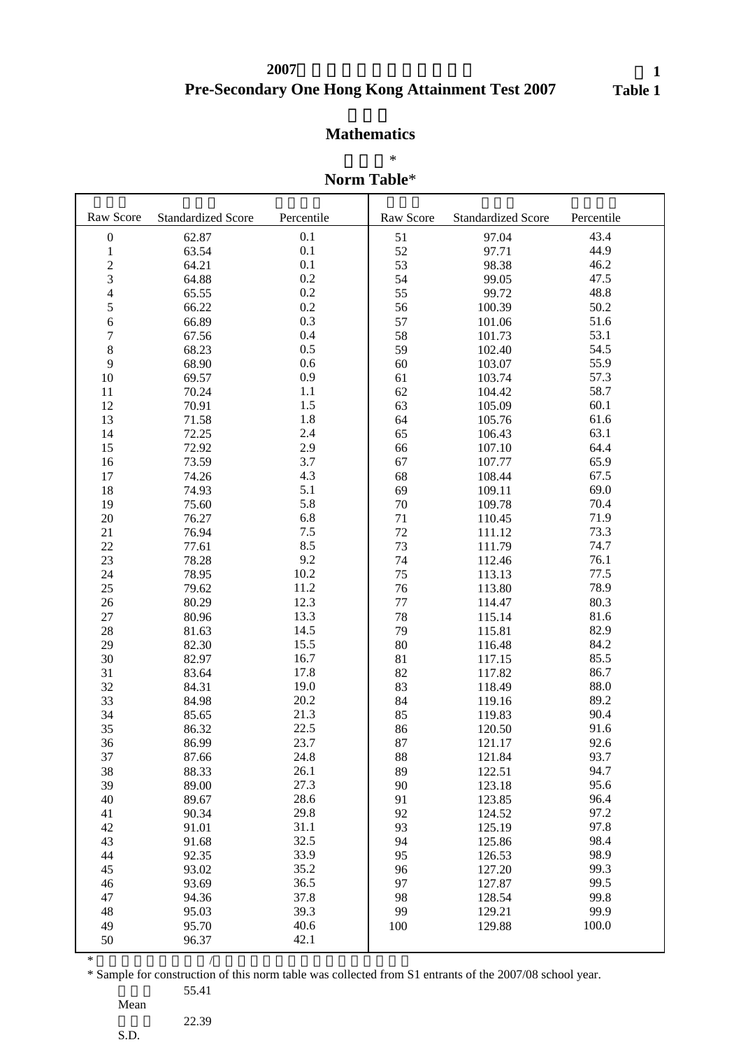# Pre-Secondary One Hong Kong Attainment Test 2007

**Table 1**

## Mathematics

### Norm Table*

| Raw Score | Standardized Score | Percentile |
|---|---|---|
| 0 | 62.87 | 0.1 |
| 1 | 63.54 | 0.1 |
| 2 | 64.21 | 0.1 |
| 3 | 64.88 | 0.2 |
| 4 | 65.55 | 0.2 |
| 5 | 66.22 | 0.2 |
| 6 | 66.89 | 0.3 |
| 7 | 67.56 | 0.4 |
| 8 | 68.23 | 0.5 |
| 9 | 68.90 | 0.6 |
| 10 | 69.57 | 0.9 |
| 11 | 70.24 | 1.1 |
| 12 | 70.91 | 1.5 |
| 13 | 71.58 | 1.8 |
| 14 | 72.25 | 2.4 |
| 15 | 72.92 | 2.9 |
| 16 | 73.59 | 3.7 |
| 17 | 74.26 | 4.3 |
| 18 | 74.93 | 5.1 |
| 19 | 75.60 | 5.8 |
| 20 | 76.27 | 6.8 |
| 21 | 76.94 | 7.5 |
| 22 | 77.61 | 8.5 |
| 23 | 78.28 | 9.2 |
| 24 | 78.95 | 10.2 |
| 25 | 79.62 | 11.2 |
| 26 | 80.29 | 12.3 |
| 27 | 80.96 | 13.3 |
| 28 | 81.63 | 14.5 |
| 29 | 82.30 | 15.5 |
| 30 | 82.97 | 16.7 |
| 31 | 83.64 | 17.8 |
| 32 | 84.31 | 19.0 |
| 33 | 84.98 | 20.2 |
| 34 | 85.65 | 21.3 |
| 35 | 86.32 | 22.5 |
| 36 | 86.99 | 23.7 |
| 37 | 87.66 | 24.8 |
| 38 | 88.33 | 26.1 |
| 39 | 89.00 | 27.3 |
| 40 | 89.67 | 28.6 |
| 41 | 90.34 | 29.8 |
| 42 | 91.01 | 31.1 |
| 43 | 91.68 | 32.5 |
| 44 | 92.35 | 33.9 |
| 45 | 93.02 | 35.2 |
| 46 | 93.69 | 36.5 |
| 47 | 94.36 | 37.8 |
| 48 | 95.03 | 39.3 |
| 49 | 95.70 | 40.6 |
| 50 | 96.37 | 42.1 |
| 51 | 97.04 | 43.4 |
| 52 | 97.71 | 44.9 |
| 53 | 98.38 | 46.2 |
| 54 | 99.05 | 47.5 |
| 55 | 99.72 | 48.8 |
| 56 | 100.39 | 50.2 |
| 57 | 101.06 | 51.6 |
| 58 | 101.73 | 53.1 |
| 59 | 102.40 | 54.5 |
| 60 | 103.07 | 55.9 |
| 61 | 103.74 | 57.3 |
| 62 | 104.42 | 58.7 |
| 63 | 105.09 | 60.1 |
| 64 | 105.76 | 61.6 |
| 65 | 106.43 | 63.1 |
| 66 | 107.10 | 64.4 |
| 67 | 107.77 | 65.9 |
| 68 | 108.44 | 67.5 |
| 69 | 109.11 | 69.0 |
| 70 | 109.78 | 70.4 |
| 71 | 110.45 | 71.9 |
| 72 | 111.12 | 73.3 |
| 73 | 111.79 | 74.7 |
| 74 | 112.46 | 76.1 |
| 75 | 113.13 | 77.5 |
| 76 | 113.80 | 78.9 |
| 77 | 114.47 | 80.3 |
| 78 | 115.14 | 81.6 |
| 79 | 115.81 | 82.9 |
| 80 | 116.48 | 84.2 |
| 81 | 117.15 | 85.5 |
| 82 | 117.82 | 86.7 |
| 83 | 118.49 | 88.0 |
| 84 | 119.16 | 89.2 |
| 85 | 119.83 | 90.4 |
| 86 | 120.50 | 91.6 |
| 87 | 121.17 | 92.6 |
| 88 | 121.84 | 93.7 |
| 89 | 122.51 | 94.7 |
| 90 | 123.18 | 95.6 |
| 91 | 123.85 | 96.4 |
| 92 | 124.52 | 97.2 |
| 93 | 125.19 | 97.8 |
| 94 | 125.86 | 98.4 |
| 95 | 126.53 | 98.9 |
| 96 | 127.20 | 99.3 |
| 97 | 127.87 | 99.5 |
| 98 | 128.54 | 99.8 |
| 99 | 129.21 | 99.9 |
| 100 | 129.88 | 100.0 |

* Sample for construction of this norm table was collected from S1 entrants of the 2007/08 school year.

Mean 55.41

S.D. 22.39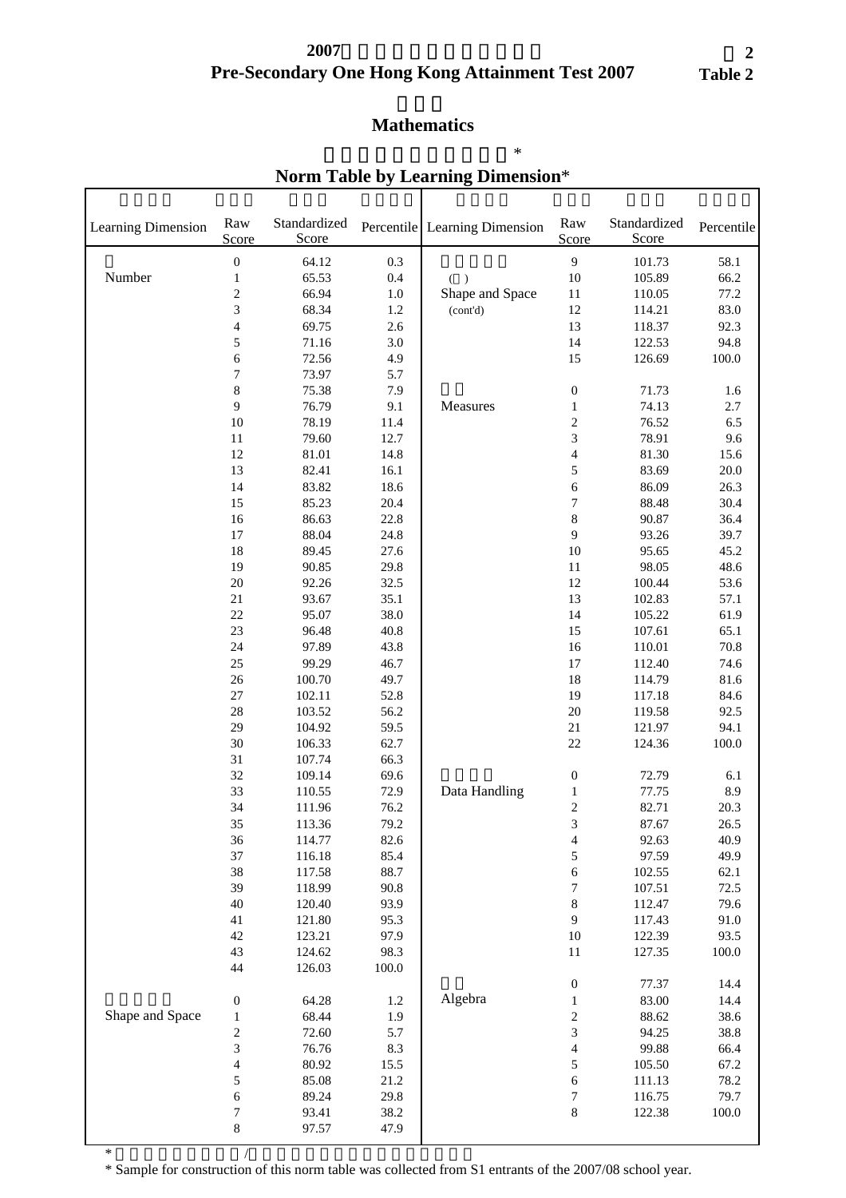**2007**

**Pre-Secondary One Hong Kong Attainment Test 2007**

**2**
**Table 2**

## Mathematics

### Norm Table by Learning Dimension*

| Learning Dimension | Raw Score | Standardized Score | Percentile | Learning Dimension | Raw Score | Standardized Score | Percentile |
|---|---|---|---|---|---|---|---|
| Number | 0 | 64.12 | 0.3 | Shape and Space (cont'd) | 9 | 101.73 | 58.1 |
| | 1 | 65.53 | 0.4 | | 10 | 105.89 | 66.2 |
| | 2 | 66.94 | 1.0 | | 11 | 110.05 | 77.2 |
| | 3 | 68.34 | 1.2 | | 12 | 114.21 | 83.0 |
| | 4 | 69.75 | 2.6 | | 13 | 118.37 | 92.3 |
| | 5 | 71.16 | 3.0 | | 14 | 122.53 | 94.8 |
| | 6 | 72.56 | 4.9 | | 15 | 126.69 | 100.0 |
| | 7 | 73.97 | 5.7 | | | | |
| | 8 | 75.38 | 7.9 | Measures | 0 | 71.73 | 1.6 |
| | 9 | 76.79 | 9.1 | | 1 | 74.13 | 2.7 |
| | 10 | 78.19 | 11.4 | | 2 | 76.52 | 6.5 |
| | 11 | 79.60 | 12.7 | | 3 | 78.91 | 9.6 |
| | 12 | 81.01 | 14.8 | | 4 | 81.30 | 15.6 |
| | 13 | 82.41 | 16.1 | | 5 | 83.69 | 20.0 |
| | 14 | 83.82 | 18.6 | | 6 | 86.09 | 26.3 |
| | 15 | 85.23 | 20.4 | | 7 | 88.48 | 30.4 |
| | 16 | 86.63 | 22.8 | | 8 | 90.87 | 36.4 |
| | 17 | 88.04 | 24.8 | | 9 | 93.26 | 39.7 |
| | 18 | 89.45 | 27.6 | | 10 | 95.65 | 45.2 |
| | 19 | 90.85 | 29.8 | | 11 | 98.05 | 48.6 |
| | 20 | 92.26 | 32.5 | | 12 | 100.44 | 53.6 |
| | 21 | 93.67 | 35.1 | | 13 | 102.83 | 57.1 |
| | 22 | 95.07 | 38.0 | | 14 | 105.22 | 61.9 |
| | 23 | 96.48 | 40.8 | | 15 | 107.61 | 65.1 |
| | 24 | 97.89 | 43.8 | | 16 | 110.01 | 70.8 |
| | 25 | 99.29 | 46.7 | | 17 | 112.40 | 74.6 |
| | 26 | 100.70 | 49.7 | | 18 | 114.79 | 81.6 |
| | 27 | 102.11 | 52.8 | | 19 | 117.18 | 84.6 |
| | 28 | 103.52 | 56.2 | | 20 | 119.58 | 92.5 |
| | 29 | 104.92 | 59.5 | | 21 | 121.97 | 94.1 |
| | 30 | 106.33 | 62.7 | | 22 | 124.36 | 100.0 |
| | 31 | 107.74 | 66.3 | | | | |
| | 32 | 109.14 | 69.6 | Data Handling | 0 | 72.79 | 6.1 |
| | 33 | 110.55 | 72.9 | | 1 | 77.75 | 8.9 |
| | 34 | 111.96 | 76.2 | | 2 | 82.71 | 20.3 |
| | 35 | 113.36 | 79.2 | | 3 | 87.67 | 26.5 |
| | 36 | 114.77 | 82.6 | | 4 | 92.63 | 40.9 |
| | 37 | 116.18 | 85.4 | | 5 | 97.59 | 49.9 |
| | 38 | 117.58 | 88.7 | | 6 | 102.55 | 62.1 |
| | 39 | 118.99 | 90.8 | | 7 | 107.51 | 72.5 |
| | 40 | 120.40 | 93.9 | | 8 | 112.47 | 79.6 |
| | 41 | 121.80 | 95.3 | | 9 | 117.43 | 91.0 |
| | 42 | 123.21 | 97.9 | | 10 | 122.39 | 93.5 |
| | 43 | 124.62 | 98.3 | | 11 | 127.35 | 100.0 |
| | 44 | 126.03 | 100.0 | | | | |
| | | | | Algebra | 0 | 77.37 | 14.4 |
| Shape and Space | 0 | 64.28 | 1.2 | | 1 | 83.00 | 14.4 |
| | 1 | 68.44 | 1.9 | | 2 | 88.62 | 38.6 |
| | 2 | 72.60 | 5.7 | | 3 | 94.25 | 38.8 |
| | 3 | 76.76 | 8.3 | | 4 | 99.88 | 66.4 |
| | 4 | 80.92 | 15.5 | | 5 | 105.50 | 67.2 |
| | 5 | 85.08 | 21.2 | | 6 | 111.13 | 78.2 |
| | 6 | 89.24 | 29.8 | | 7 | 116.75 | 79.7 |
| | 7 | 93.41 | 38.2 | | 8 | 122.38 | 100.0 |
| | 8 | 97.57 | 47.9 | | | | |

\* Sample for construction of this norm table was collected from S1 entrants of the 2007/08 school year.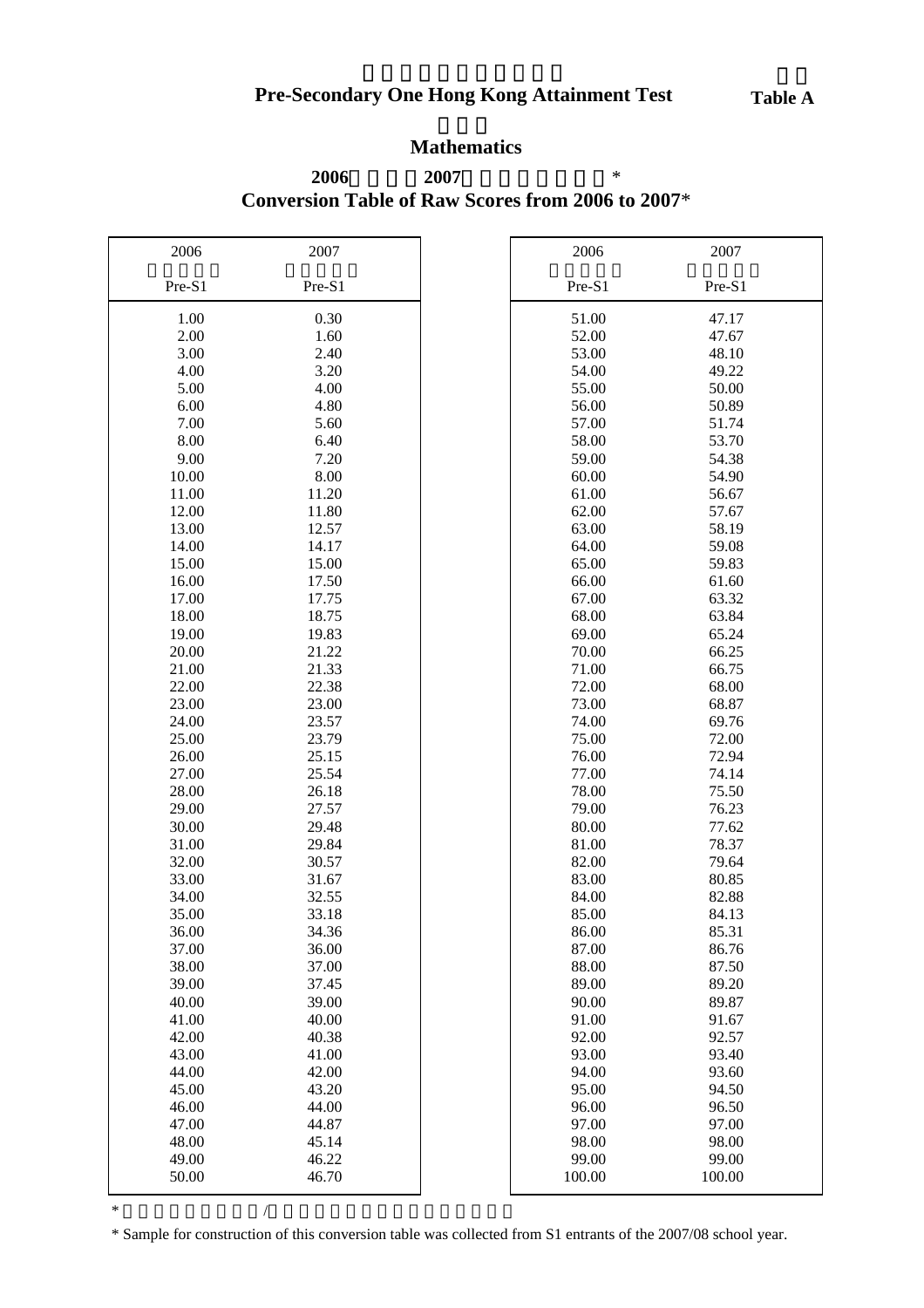# Pre-Secondary One Hong Kong Attainment Test

**Table A**

## Mathematics

### Conversion Table of Raw Scores from 2006 to 2007*

| 2006 Pre-S1 | 2007 Pre-S1 | 2006 Pre-S1 | 2007 Pre-S1 |
|---|---|---|---|
| 1.00 | 0.30 | 51.00 | 47.17 |
| 2.00 | 1.60 | 52.00 | 47.67 |
| 3.00 | 2.40 | 53.00 | 48.10 |
| 4.00 | 3.20 | 54.00 | 49.22 |
| 5.00 | 4.00 | 55.00 | 50.00 |
| 6.00 | 4.80 | 56.00 | 50.89 |
| 7.00 | 5.60 | 57.00 | 51.74 |
| 8.00 | 6.40 | 58.00 | 53.70 |
| 9.00 | 7.20 | 59.00 | 54.38 |
| 10.00 | 8.00 | 60.00 | 54.90 |
| 11.00 | 11.20 | 61.00 | 56.67 |
| 12.00 | 11.80 | 62.00 | 57.67 |
| 13.00 | 12.57 | 63.00 | 58.19 |
| 14.00 | 14.17 | 64.00 | 59.08 |
| 15.00 | 15.00 | 65.00 | 59.83 |
| 16.00 | 17.50 | 66.00 | 61.60 |
| 17.00 | 17.75 | 67.00 | 63.32 |
| 18.00 | 18.75 | 68.00 | 63.84 |
| 19.00 | 19.83 | 69.00 | 65.24 |
| 20.00 | 21.22 | 70.00 | 66.25 |
| 21.00 | 21.33 | 71.00 | 66.75 |
| 22.00 | 22.38 | 72.00 | 68.00 |
| 23.00 | 23.00 | 73.00 | 68.87 |
| 24.00 | 23.57 | 74.00 | 69.76 |
| 25.00 | 23.79 | 75.00 | 72.00 |
| 26.00 | 25.15 | 76.00 | 72.94 |
| 27.00 | 25.54 | 77.00 | 74.14 |
| 28.00 | 26.18 | 78.00 | 75.50 |
| 29.00 | 27.57 | 79.00 | 76.23 |
| 30.00 | 29.48 | 80.00 | 77.62 |
| 31.00 | 29.84 | 81.00 | 78.37 |
| 32.00 | 30.57 | 82.00 | 79.64 |
| 33.00 | 31.67 | 83.00 | 80.85 |
| 34.00 | 32.55 | 84.00 | 82.88 |
| 35.00 | 33.18 | 85.00 | 84.13 |
| 36.00 | 34.36 | 86.00 | 85.31 |
| 37.00 | 36.00 | 87.00 | 86.76 |
| 38.00 | 37.00 | 88.00 | 87.50 |
| 39.00 | 37.45 | 89.00 | 89.20 |
| 40.00 | 39.00 | 90.00 | 89.87 |
| 41.00 | 40.00 | 91.00 | 91.67 |
| 42.00 | 40.38 | 92.00 | 92.57 |
| 43.00 | 41.00 | 93.00 | 93.40 |
| 44.00 | 42.00 | 94.00 | 93.60 |
| 45.00 | 43.20 | 95.00 | 94.50 |
| 46.00 | 44.00 | 96.00 | 96.50 |
| 47.00 | 44.87 | 97.00 | 97.00 |
| 48.00 | 45.14 | 98.00 | 98.00 |
| 49.00 | 46.22 | 99.00 | 99.00 |
| 50.00 | 46.70 | 100.00 | 100.00 |

* Sample for construction of this conversion table was collected from S1 entrants of the 2007/08 school year.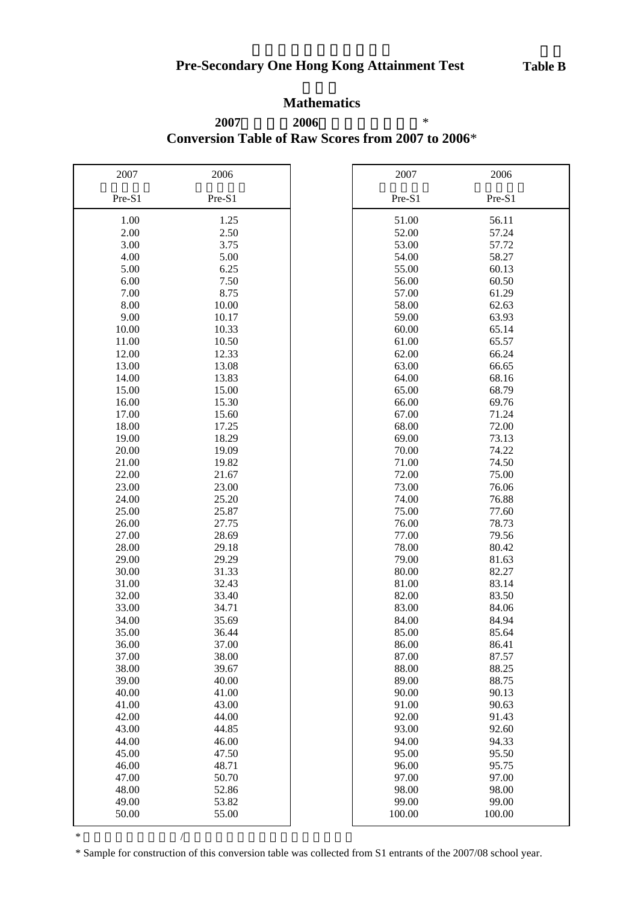**Table B**

# Pre-Secondary One Hong Kong Attainment Test

## Mathematics

### Conversion Table of Raw Scores from 2007 to 2006*

| 2007 Pre-S1 | 2006 Pre-S1 | 2007 Pre-S1 | 2006 Pre-S1 |
|---|---|---|---|
| 1.00 | 1.25 | 51.00 | 56.11 |
| 2.00 | 2.50 | 52.00 | 57.24 |
| 3.00 | 3.75 | 53.00 | 57.72 |
| 4.00 | 5.00 | 54.00 | 58.27 |
| 5.00 | 6.25 | 55.00 | 60.13 |
| 6.00 | 7.50 | 56.00 | 60.50 |
| 7.00 | 8.75 | 57.00 | 61.29 |
| 8.00 | 10.00 | 58.00 | 62.63 |
| 9.00 | 10.17 | 59.00 | 63.93 |
| 10.00 | 10.33 | 60.00 | 65.14 |
| 11.00 | 10.50 | 61.00 | 65.57 |
| 12.00 | 12.33 | 62.00 | 66.24 |
| 13.00 | 13.08 | 63.00 | 66.65 |
| 14.00 | 13.83 | 64.00 | 68.16 |
| 15.00 | 15.00 | 65.00 | 68.79 |
| 16.00 | 15.30 | 66.00 | 69.76 |
| 17.00 | 15.60 | 67.00 | 71.24 |
| 18.00 | 17.25 | 68.00 | 72.00 |
| 19.00 | 18.29 | 69.00 | 73.13 |
| 20.00 | 19.09 | 70.00 | 74.22 |
| 21.00 | 19.82 | 71.00 | 74.50 |
| 22.00 | 21.67 | 72.00 | 75.00 |
| 23.00 | 23.00 | 73.00 | 76.06 |
| 24.00 | 25.20 | 74.00 | 76.88 |
| 25.00 | 25.87 | 75.00 | 77.60 |
| 26.00 | 27.75 | 76.00 | 78.73 |
| 27.00 | 28.69 | 77.00 | 79.56 |
| 28.00 | 29.18 | 78.00 | 80.42 |
| 29.00 | 29.29 | 79.00 | 81.63 |
| 30.00 | 31.33 | 80.00 | 82.27 |
| 31.00 | 32.43 | 81.00 | 83.14 |
| 32.00 | 33.40 | 82.00 | 83.50 |
| 33.00 | 34.71 | 83.00 | 84.06 |
| 34.00 | 35.69 | 84.00 | 84.94 |
| 35.00 | 36.44 | 85.00 | 85.64 |
| 36.00 | 37.00 | 86.00 | 86.41 |
| 37.00 | 38.00 | 87.00 | 87.57 |
| 38.00 | 39.67 | 88.00 | 88.25 |
| 39.00 | 40.00 | 89.00 | 88.75 |
| 40.00 | 41.00 | 90.00 | 90.13 |
| 41.00 | 43.00 | 91.00 | 90.63 |
| 42.00 | 44.00 | 92.00 | 91.43 |
| 43.00 | 44.85 | 93.00 | 92.60 |
| 44.00 | 46.00 | 94.00 | 94.33 |
| 45.00 | 47.50 | 95.00 | 95.50 |
| 46.00 | 48.71 | 96.00 | 95.75 |
| 47.00 | 50.70 | 97.00 | 97.00 |
| 48.00 | 52.86 | 98.00 | 98.00 |
| 49.00 | 53.82 | 99.00 | 99.00 |
| 50.00 | 55.00 | 100.00 | 100.00 |

* Sample for construction of this conversion table was collected from S1 entrants of the 2007/08 school year.